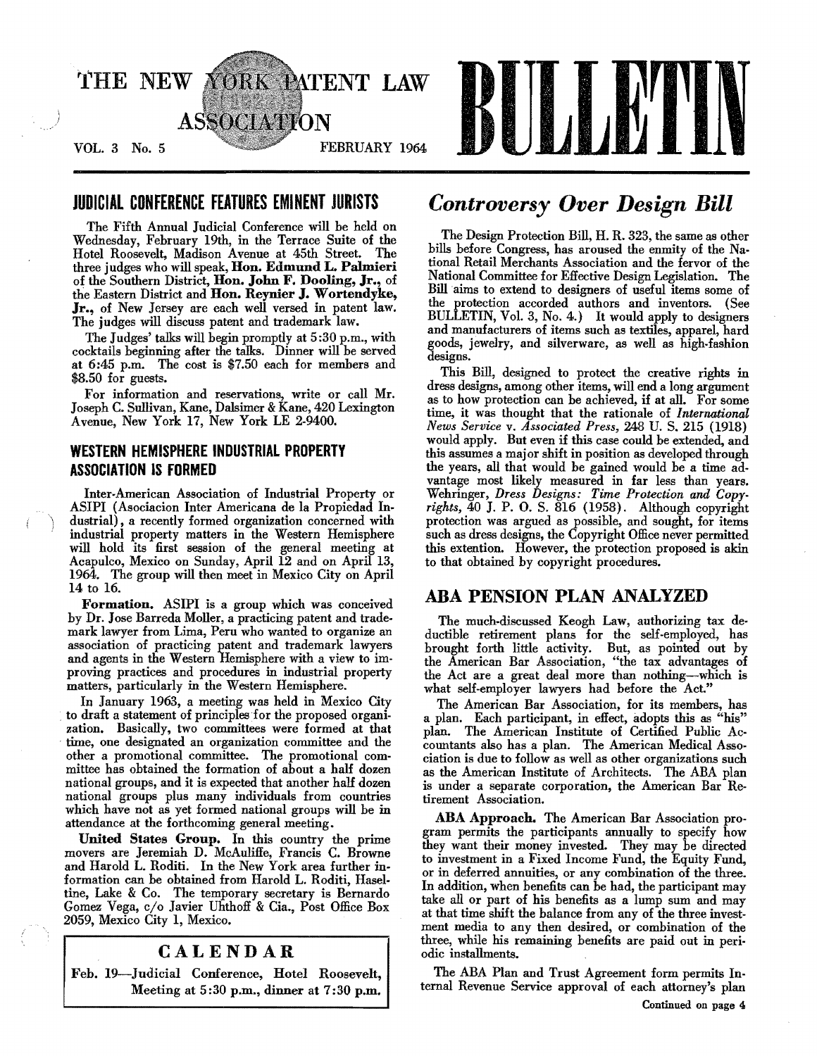# THE NEW YORK PATENT LAW ASSOCIATION BULLETIN

VOL. 3 No. 5 FEBRUARY 1964

## JUDICIAL CONFERENCE FEATURES EMINENT JURISTS

The Fifth Annual Judicial Conference will be held on Wednesday, February 19th, in the Terrace Suite of the Hotel Roosevelt, Madison Avenue at 45th Street. The three judges who will speak, **Hon. Edmund L. Palmieri** of the Southern District, **Hon. John F. Dooling, Jr.**, of the Eastern District and **Hon. Reynier J. Wortendyke, Jr.**, of New Jersey are each well versed in patent law. The judges will discuss patent and trademark law.

The Judges' talks will begin promptly at 5:30 p.m., with cocktails beginning after the talks. Dinner will be served at 6:45 p.m. The cost is $7.50 each for members and $8.50 for guests.

For information and reservations, write or call Mr. Joseph C. Sullivan, Kane, Dalsimer & Kane, 420 Lexington Avenue, New York 17, New York LE 2-9400.

## WESTERN HEMISPHERE INDUSTRIAL PROPERTY ASSOCIATION IS FORMED

Inter-American Association of Industrial Property or ASIPI (Asociacion Inter Americana de la Propiedad Industrial), a recently formed organization concerned with industrial property matters in the Western Hemisphere will hold its first session of the general meeting at Acapulco, Mexico on Sunday, April 12 and on April 13, 1964. The group will then meet in Mexico City on April 14 to 16.

**Formation.** ASIPI is a group which was conceived by Dr. Jose Barreda Moller, a practicing patent and trademark lawyer from Lima, Peru who wanted to organize an association of practicing patent and trademark lawyers and agents in the Western Hemisphere with a view to improving practices and procedures in industrial property matters, particularly in the Western Hemisphere.

In January 1963, a meeting was held in Mexico City to draft a statement of principles for the proposed organization. Basically, two committees were formed at that time, one designated an organization committee and the other a promotional committee. The promotional committee has obtained the formation of about a half dozen national groups, and it is expected that another half dozen national groups plus many individuals from countries which have not as yet formed national groups will be in attendance at the forthcoming general meeting.

**United States Group.** In this country the prime movers are Jeremiah D. McAuliffe, Francis C. Browne and Harold L. Roditi. In the New York area further information can be obtained from Harold L. Roditi, Haseltine, Lake & Co. The temporary secretary is Bernardo Gomez Vega, c/o Javier Uhthoff & Cia., Post Office Box 2059, Mexico City 1, Mexico.

## CALENDAR

Feb. 19—Judicial Conference, Hotel Roosevelt, Meeting at 5:30 p.m., dinner at 7:30 p.m.

## *Controversy Over Design Bill*

The Design Protection Bill, H. R. 323, the same as other bills before Congress, has aroused the enmity of the National Retail Merchants Association and the fervor of the National Committee for Effective Design Legislation. The Bill aims to extend to designers of useful items some of the protection accorded authors and inventors. (See BULLETIN, Vol. 3, No. 4.) It would apply to designers and manufacturers of items such as textiles, apparel, hard goods, jewelry, and silverware, as well as high-fashion designs.

This Bill, designed to protect the creative rights in dress designs, among other items, will end a long argument as to how protection can be achieved, if at all. For some time, it was thought that the rationale of *International News Service* v. *Associated Press*, 248 U. S. 215 (1918) would apply. But even if this case could be extended, and this assumes a major shift in position as developed through the years, all that would be gained would be a time advantage most likely measured in far less than years. Wehringer, *Dress Designs: Time Protection and Copyrights*, 40 J. P. O. S. 816 (1958). Although copyright protection was argued as possible, and sought, for items such as dress designs, the Copyright Office never permitted this extention. However, the protection proposed is akin to that obtained by copyright procedures.

## ABA PENSION PLAN ANALYZED

The much-discussed Keogh Law, authorizing tax deductible retirement plans for the self-employed, has brought forth little activity. But, as pointed out by the American Bar Association, "the tax advantages of the Act are a great deal more than nothing—which is what self-employer lawyers had before the Act."

The American Bar Association, for its members, has a plan. Each participant, in effect, adopts this as "his" plan. The American Institute of Certified Public Accountants also has a plan. The American Medical Association is due to follow as well as other organizations such as the American Institute of Architects. The ABA plan is under a separate corporation, the American Bar Retirement Association.

**ABA Approach.** The American Bar Association program permits the participants annually to specify how they want their money invested. They may be directed to investment in a Fixed Income Fund, the Equity Fund, or in deferred annuities, or any combination of the three. In addition, when benefits can be had, the participant may take all or part of his benefits as a lump sum and may at that time shift the balance from any of the three investment media to any then desired, or combination of the three, while his remaining benefits are paid out in periodic installments.

The ABA Plan and Trust Agreement form permits Internal Revenue Service approval of each attorney's plan

Continued on page 4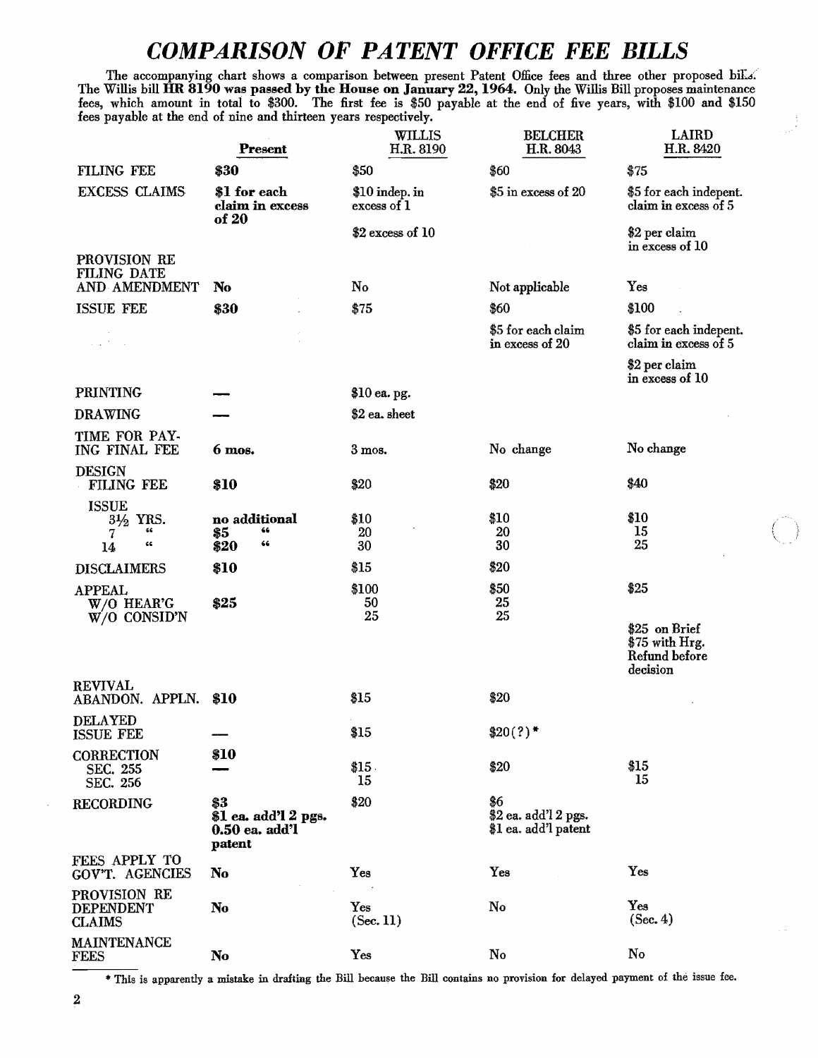# *COMPARISON OF PATENT OFFICE FEE BILLS*

The accompanying chart shows a comparison between present Patent Office fees and three other proposed bills. The Willis bill **HR 8190 was passed by the House on January 22, 1964.** Only the Willis Bill proposes maintenance fees, which amount in total to $300. The first fee is $50 payable at the end of five years, with $100 and $150 fees payable at the end of nine and thirteen years respectively.

| | **Present** | WILLIS H.R. 8190 | BELCHER H.R. 8043 | LAIRD H.R. 8420 |
|---|---|---|---|---|
| FILING FEE | **$30** | $50 | $60 | $75 |
| EXCESS CLAIMS | **$1 for each claim in excess of 20** | $10 indep. in excess of 1 | $5 in excess of 20 | $5 for each indepent. claim in excess of 5 |
| | | $2 excess of 10 | | $2 per claim in excess of 10 |
| PROVISION RE FILING DATE AND AMENDMENT | **No** | No | Not applicable | Yes |
| ISSUE FEE | **$30** | $75 | $60 | $100 |
| | | | $5 for each claim in excess of 20 | $5 for each indepent. claim in excess of 5 |
| | | | | $2 per claim in excess of 10 |
| PRINTING | — | $10 ea. pg. | | |
| DRAWING | — | $2 ea. sheet | | |
| TIME FOR PAYING FINAL FEE | **6 mos.** | 3 mos. | No change | No change |
| DESIGN FILING FEE | **$10** | $20 | $20 | $40 |
| ISSUE 3½ YRS. | **no additional** | $10 | $10 | $10 |
| 7 " | **$5 "** | 20 | 20 | 15 |
| 14 " | **$20 "** | 30 | 30 | 25 |
| DISCLAIMERS | **$10** | $15 | $20 | |
| APPEAL | | $100 | $50 | $25 |
| W/O HEAR'G | **$25** | 50 | 25 | |
| W/O CONSID'N | | 25 | 25 | |
| | | | | $25 on Brief<br>$75 with Hrg.<br>Refund before decision |
| REVIVAL ABANDON. APPLN. | **$10** | $15 | $20 | |
| DELAYED ISSUE FEE | — | $15 | $20(?)* | |
| CORRECTION | **$10** | | | |
| SEC. 255 | — | $15 | $20 | $15 |
| SEC. 256 | | 15 | | 15 |
| RECORDING | **$3<br>$1 ea. add'l 2 pgs.<br>0.50 ea. add'l patent** | $20 | $6<br>$2 ea. add'l 2 pgs.<br>$1 ea. add'l patent | |
| FEES APPLY TO GOV'T. AGENCIES | **No** | Yes | Yes | Yes |
| PROVISION RE DEPENDENT CLAIMS | **No** | Yes (Sec. 11) | No | Yes (Sec. 4) |
| MAINTENANCE FEES | **No** | Yes | No | No |

\* This is apparently a mistake in drafting the Bill because the Bill contains no provision for delayed payment of the issue fee.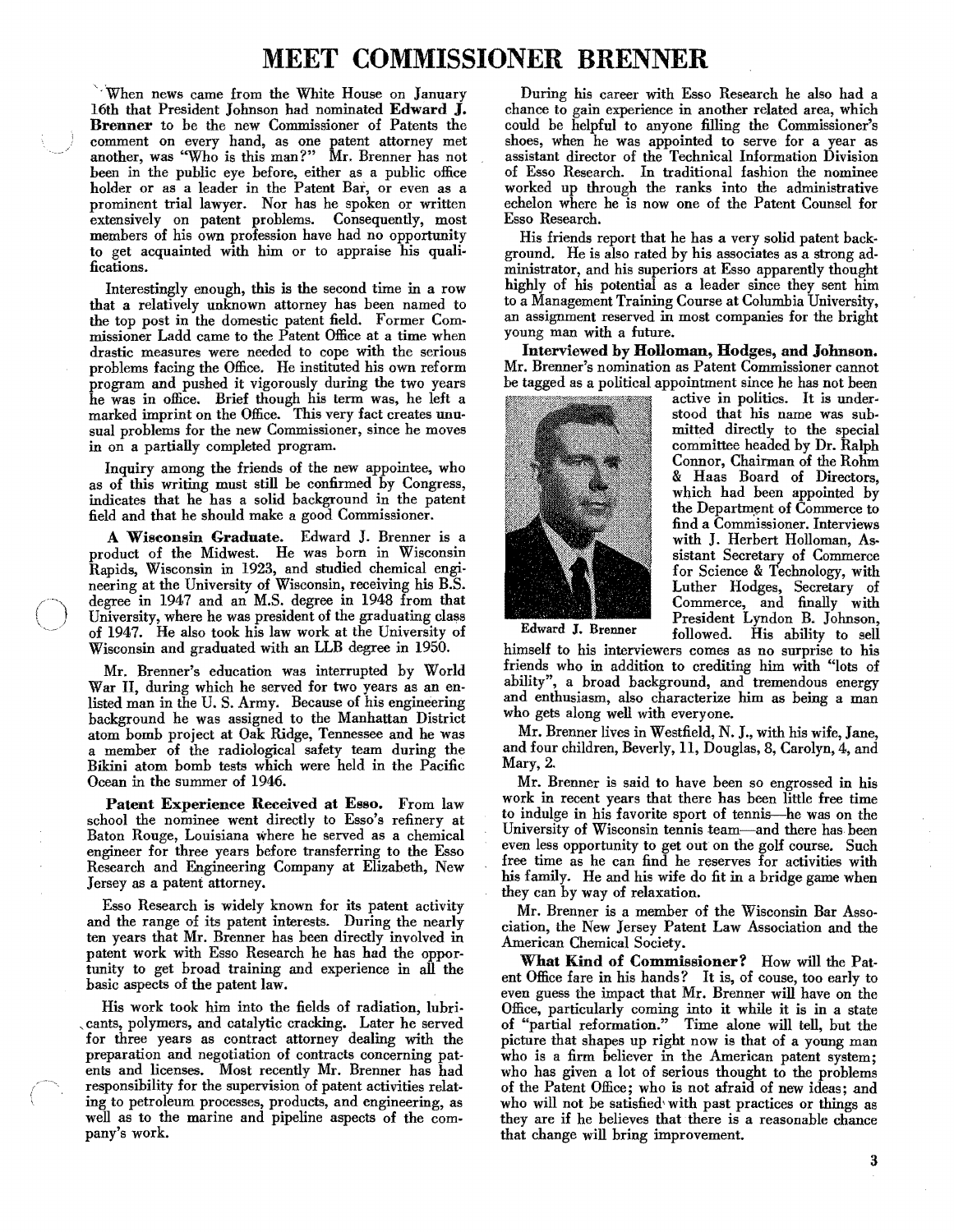# MEET COMMISSIONER BRENNER

When news came from the White House on January 16th that President Johnson had nominated **Edward J. Brenner** to be the new Commissioner of Patents the comment on every hand, as one patent attorney met another, was "Who is this man?" Mr. Brenner has not been in the public eye before, either as a public office holder or as a leader in the Patent Bar, or even as a prominent trial lawyer. Nor has he spoken or written extensively on patent problems. Consequently, most members of his own profession have had no opportunity to get acquainted with him or to appraise his qualifications.

Interestingly enough, this is the second time in a row that a relatively unknown attorney has been named to the top post in the domestic patent field. Former Commissioner Ladd came to the Patent Office at a time when drastic measures were needed to cope with the serious problems facing the Office. He instituted his own reform program and pushed it vigorously during the two years he was in office. Brief though his term was, he left a marked imprint on the Office. This very fact creates unusual problems for the new Commissioner, since he moves in on a partially completed program.

Inquiry among the friends of the new appointee, who as of this writing must still be confirmed by Congress, indicates that he has a solid background in the patent field and that he should make a good Commissioner.

**A Wisconsin Graduate.** Edward J. Brenner is a product of the Midwest. He was born in Wisconsin Rapids, Wisconsin in 1923, and studied chemical engineering at the University of Wisconsin, receiving his B.S. degree in 1947 and an M.S. degree in 1948 from that University, where he was president of the graduating class of 1947. He also took his law work at the University of Wisconsin and graduated with an LLB degree in 1950.

Mr. Brenner's education was interrupted by World War II, during which he served for two years as an enlisted man in the U. S. Army. Because of his engineering background he was assigned to the Manhattan District atom bomb project at Oak Ridge, Tennessee and he was a member of the radiological safety team during the Bikini atom bomb tests which were held in the Pacific Ocean in the summer of 1946.

**Patent Experience Received at Esso.** From law school the nominee went directly to Esso's refinery at Baton Rouge, Louisiana where he served as a chemical engineer for three years before transferring to the Esso Research and Engineering Company at Elizabeth, New Jersey as a patent attorney.

Esso Research is widely known for its patent activity and the range of its patent interests. During the nearly ten years that Mr. Brenner has been directly involved in patent work with Esso Research he has had the opportunity to get broad training and experience in all the basic aspects of the patent law.

His work took him into the fields of radiation, lubricants, polymers, and catalytic cracking. Later he served for three years as contract attorney dealing with the preparation and negotiation of contracts concerning patents and licenses. Most recently Mr. Brenner has had responsibility for the supervision of patent activities relating to petroleum processes, products, and engineering, as well as to the marine and pipeline aspects of the company's work.

During his career with Esso Research he also had a chance to gain experience in another related area, which could be helpful to anyone filling the Commissioner's shoes, when he was appointed to serve for a year as assistant director of the Technical Information Division of Esso Research. In traditional fashion the nominee worked up through the ranks into the administrative echelon where he is now one of the Patent Counsel for Esso Research.

His friends report that he has a very solid patent background. He is also rated by his associates as a strong administrator, and his superiors at Esso apparently thought highly of his potential as a leader since they sent him to a Management Training Course at Columbia University, an assignment reserved in most companies for the bright young man with a future.

**Interviewed by Holloman, Hodges, and Johnson.** Mr. Brenner's nomination as Patent Commissioner cannot be tagged as a political appointment since he has not been active in politics. It is understood that his name was submitted directly to the special committee headed by Dr. Ralph Connor, Chairman of the Rohm & Haas Board of Directors, which had been appointed by the Department of Commerce to find a Commissioner. Interviews with J. Herbert Holloman, Assistant Secretary of Commerce for Science & Technology, with Luther Hodges, Secretary of Commerce, and finally with President Lyndon B. Johnson, followed. His ability to sell himself to his interviewers comes as no surprise to his friends who in addition to crediting him with "lots of ability", a broad background, and tremendous energy and enthusiasm, also characterize him as being a man who gets along well with everyone.

Edward J. Brenner

Mr. Brenner lives in Westfield, N. J., with his wife, Jane, and four children, Beverly, 11, Douglas, 8, Carolyn, 4, and Mary, 2.

Mr. Brenner is said to have been so engrossed in his work in recent years that there has been little free time to indulge in his favorite sport of tennis—he was on the University of Wisconsin tennis team—and there has been even less opportunity to get out on the golf course. Such free time as he can find he reserves for activities with his family. He and his wife do fit in a bridge game when they can by way of relaxation.

Mr. Brenner is a member of the Wisconsin Bar Association, the New Jersey Patent Law Association and the American Chemical Society.

**What Kind of Commissioner?** How will the Patent Office fare in his hands? It is, of couse, too early to even guess the impact that Mr. Brenner will have on the Office, particularly coming into it while it is in a state of "partial reformation." Time alone will tell, but the picture that shapes up right now is that of a young man who is a firm believer in the American patent system; who has given a lot of serious thought to the problems of the Patent Office; who is not afraid of new ideas; and who will not be satisfied with past practices or things as they are if he believes that there is a reasonable chance that change will bring improvement.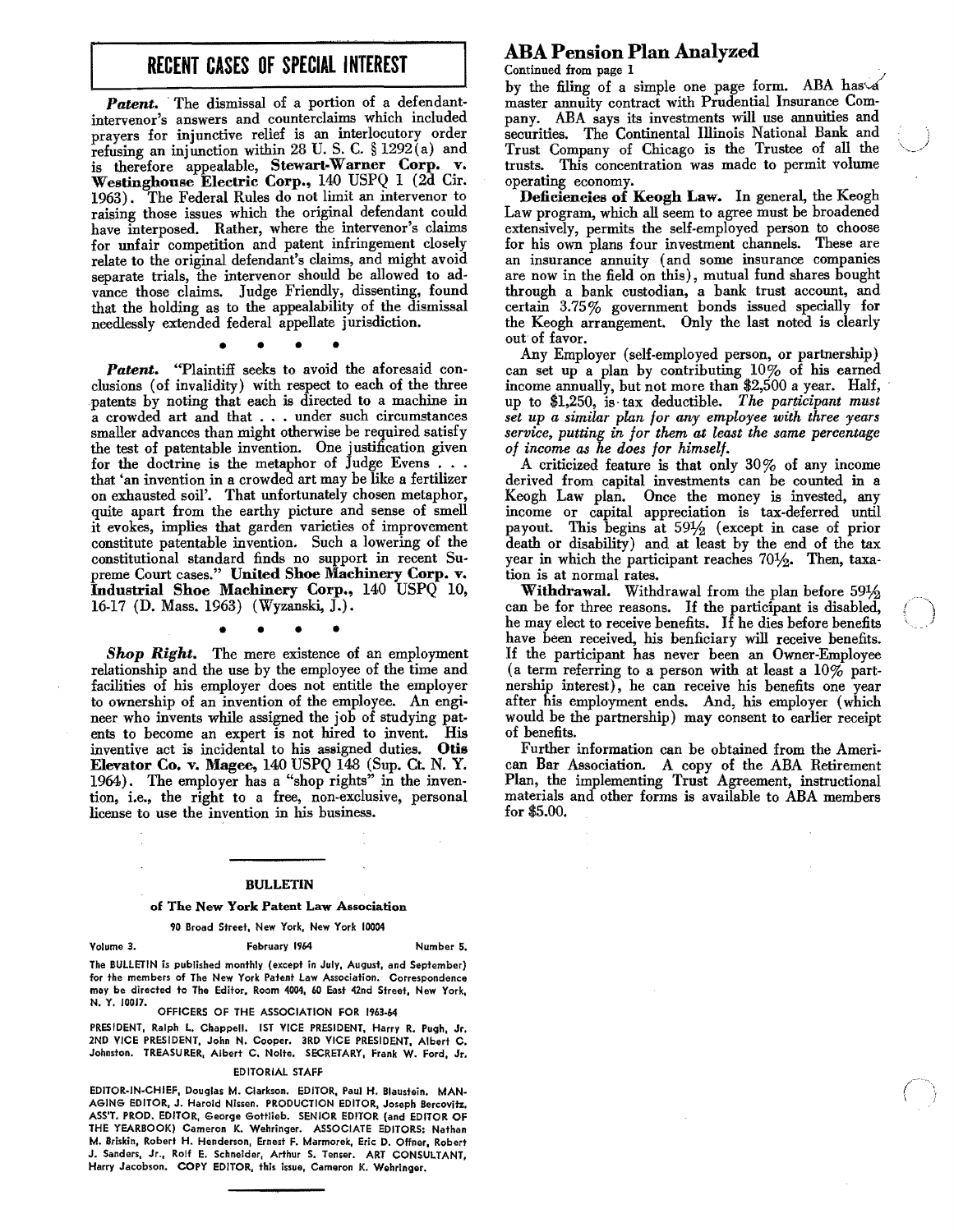## RECENT CASES OF SPECIAL INTEREST

***Patent.*** The dismissal of a portion of a defendant-intervenor's answers and counterclaims which included prayers for injunctive relief is an interlocutory order refusing an injunction within 28 U. S. C. § 1292(a) and is therefore appealable, **Stewart-Warner Corp. v. Westinghouse Electric Corp.,** 140 USPQ 1 (2d Cir. 1963). The Federal Rules do not limit an intervenor to raising those issues which the original defendant could have interposed. Rather, where the intervenor's claims for unfair competition and patent infringement closely relate to the original defendant's claims, and might avoid separate trials, the intervenor should be allowed to advance those claims. Judge Friendly, dissenting, found that the holding as to the appealability of the dismissal needlessly extended federal appellate jurisdiction.

• • • •

***Patent.*** "Plaintiff seeks to avoid the aforesaid conclusions (of invalidity) with respect to each of the three patents by noting that each is directed to a machine in a crowded art and that . . . under such circumstances smaller advances than might otherwise be required satisfy the test of patentable invention. One justification given for the doctrine is the metaphor of Judge Evens . . . that 'an invention in a crowded art may be like a fertilizer on exhausted soil'. That unfortunately chosen metaphor, quite apart from the earthy picture and sense of smell it evokes, implies that garden varieties of improvement constitute patentable invention. Such a lowering of the constitutional standard finds no support in recent Supreme Court cases." **United Shoe Machinery Corp. v. Industrial Shoe Machinery Corp.,** 140 USPQ 10, 16-17 (D. Mass. 1963) (Wyzanski, J.).

• • • •

***Shop Right.*** The mere existence of an employment relationship and the use by the employee of the time and facilities of his employer does not entitle the employer to ownership of an invention of the employee. An engineer who invents while assigned the job of studying patents to become an expert is not hired to invent. His inventive act is incidental to his assigned duties. **Otis Elevator Co. v. Magee,** 140 USPQ 148 (Sup. Ct. N. Y. 1964). The employer has a "shop rights" in the invention, i.e., the right to a free, non-exclusive, personal license to use the invention in his business.

---

**BULLETIN**

**of The New York Patent Law Association**

90 Broad Street, New York, New York 10004

Volume 3. February 1964 Number 5.

The BULLETIN is published monthly (except in July, August, and September) for the members of The New York Patent Law Association. Correspondence may be directed to The Editor, Room 4004, 60 East 42nd Street, New York, N. Y. 10017.

OFFICERS OF THE ASSOCIATION FOR 1963-64

PRESIDENT, Ralph L. Chappell. 1ST VICE PRESIDENT, Harry R. Pugh, Jr. 2ND VICE PRESIDENT, John N. Cooper. 3RD VICE PRESIDENT, Albert C. Johnston. TREASURER, Albert C. Nolte. SECRETARY, Frank W. Ford, Jr.

EDITORIAL STAFF

EDITOR-IN-CHIEF, Douglas M. Clarkson. EDITOR, Paul H. Blaustein. MANAGING EDITOR, J. Harold Nissen. PRODUCTION EDITOR, Joseph Bercovitz. ASS'T. PROD. EDITOR, George Gottlieb. SENIOR EDITOR (and EDITOR OF THE YEARBOOK) Cameron K. Wehringer. ASSOCIATE EDITORS: Nathan M. Briskin, Robert H. Henderson, Ernest F. Marmorek, Eric D. Offner, Robert J. Sanders, Jr., Rolf E. Schneider, Arthur S. Tenser. ART CONSULTANT, Harry Jacobson. COPY EDITOR, this issue, Cameron K. Wehringer.

---

## ABA Pension Plan Analyzed

Continued from page 1

by the filing of a simple one page form. ABA has a master annuity contract with Prudential Insurance Company. ABA says its investments will use annuities and securities. The Continental Illinois National Bank and Trust Company of Chicago is the Trustee of all the trusts. This concentration was made to permit volume operating economy.

**Deficiencies of Keogh Law.** In general, the Keogh Law program, which all seem to agree must be broadened extensively, permits the self-employed person to choose for his own plans four investment channels. These are an insurance annuity (and some insurance companies are now in the field on this), mutual fund shares bought through a bank custodian, a bank trust account, and certain 3.75% government bonds issued specially for the Keogh arrangement. Only the last noted is clearly out of favor.

Any Employer (self-employed person, or partnership) can set up a plan by contributing 10% of his earned income annually, but not more than $2,500 a year. Half, up to $1,250, is tax deductible. *The participant must set up a similar plan for any employee with three years service, putting in for them at least the same percentage of income as he does for himself.*

A criticized feature is that only 30% of any income derived from capital investments can be counted in a Keogh Law plan. Once the money is invested, any income or capital appreciation is tax-deferred until payout. This begins at 59½ (except in case of prior death or disability) and at least by the end of the tax year in which the participant reaches 70½. Then, taxation is at normal rates.

**Withdrawal.** Withdrawal from the plan before 59½ can be for three reasons. If the participant is disabled, he may elect to receive benefits. If he dies before benefits have been received, his benficiary will receive benefits. If the participant has never been an Owner-Employee (a term referring to a person with at least a 10% partnership interest), he can receive his benefits one year after his employment ends. And, his employer (which would be the partnership) may consent to earlier receipt of benefits.

Further information can be obtained from the American Bar Association. A copy of the ABA Retirement Plan, the implementing Trust Agreement, instructional materials and other forms is available to ABA members for $5.00.